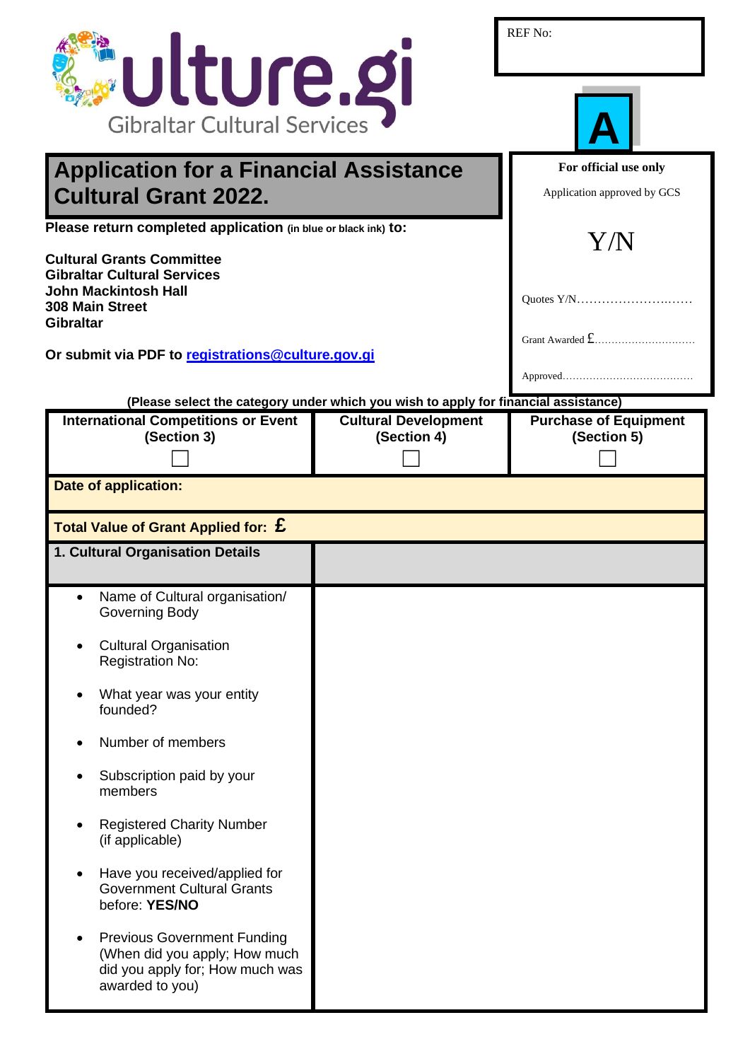Culture.gi
Gibraltar Cultural Services

REF No:

**A**

# Application for a Financial Assistance Cultural Grant 2022.

| For official use only |
|---|
| Application approved by GCS |
| Y/N |
| Quotes Y/N…………………….…… |
| Grant Awarded £………………………… |
| Approved………………………………… |

**Please return completed application** (in blue or black ink) **to:**

**Cultural Grants Committee**
**Gibraltar Cultural Services**
**John Mackintosh Hall**
**308 Main Street**
**Gibraltar**

**Or submit via PDF to [registrations@culture.gov.gi](mailto:registrations@culture.gov.gi)**

**(Please select the category under which you wish to apply for financial assistance)**

| International Competitions or Event (Section 3) | Cultural Development (Section 4) | Purchase of Equipment (Section 5) |
|---|---|---|
| ☐ | ☐ | ☐ |

| **Date of application:** | |
|---|---|
| **Total Value of Grant Applied for: £** | |
| **1. Cultural Organisation Details** | |
| • Name of Cultural organisation/ Governing Body | |
| • Cultural Organisation Registration No: | |
| • What year was your entity founded? | |
| • Number of members | |
| • Subscription paid by your members | |
| • Registered Charity Number (if applicable) | |
| • Have you received/applied for Government Cultural Grants before: **YES/NO** | |
| • Previous Government Funding (When did you apply; How much did you apply for; How much was awarded to you) | |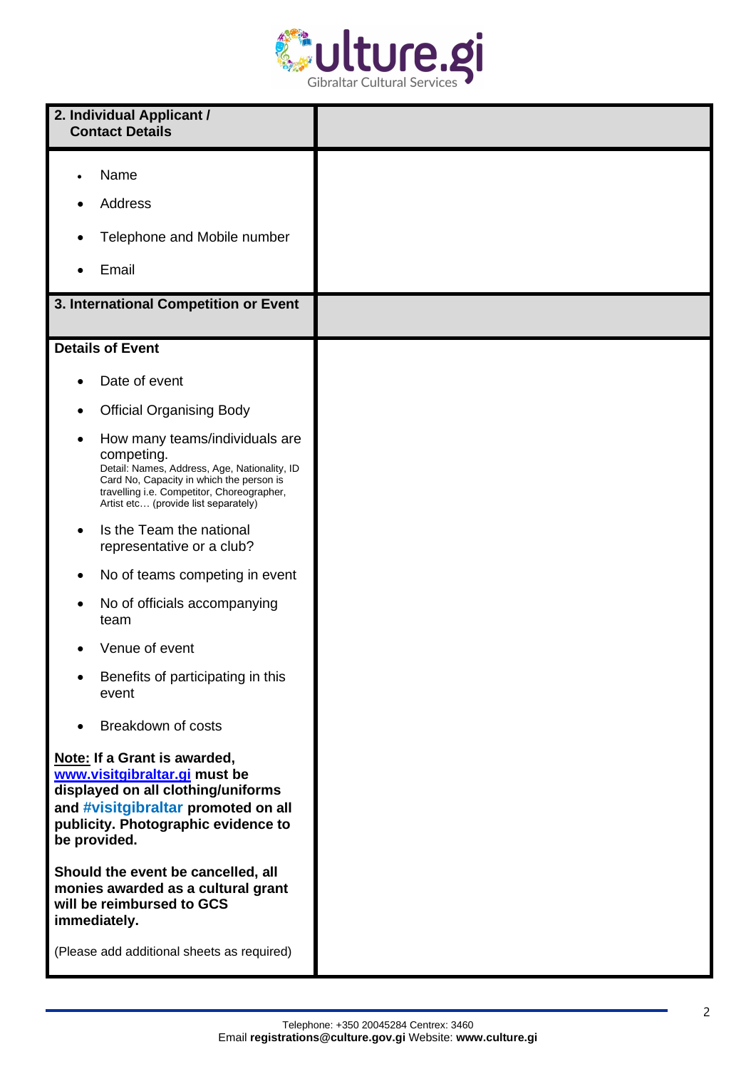| 2. Individual Applicant / Contact Details | |
|---|---|
| • Name<br>• Address<br>• Telephone and Mobile number<br>• Email | |
| **3. International Competition or Event** | |
| **Details of Event**<br>• Date of event<br>• Official Organising Body<br>• How many teams/individuals are competing. Detail: Names, Address, Age, Nationality, ID Card No, Capacity in which the person is travelling i.e. Competitor, Choreographer, Artist etc… (provide list separately)<br>• Is the Team the national representative or a club?<br>• No of teams competing in event<br>• No of officials accompanying team<br>• Venue of event<br>• Benefits of participating in this event<br>• Breakdown of costs<br><br>**Note: If a Grant is awarded, www.visitgibraltar.gi must be displayed on all clothing/uniforms and #visitgibraltar promoted on all publicity. Photographic evidence to be provided.**<br><br>**Should the event be cancelled, all monies awarded as a cultural grant will be reimbursed to GCS immediately.**<br><br>(Please add additional sheets as required) | |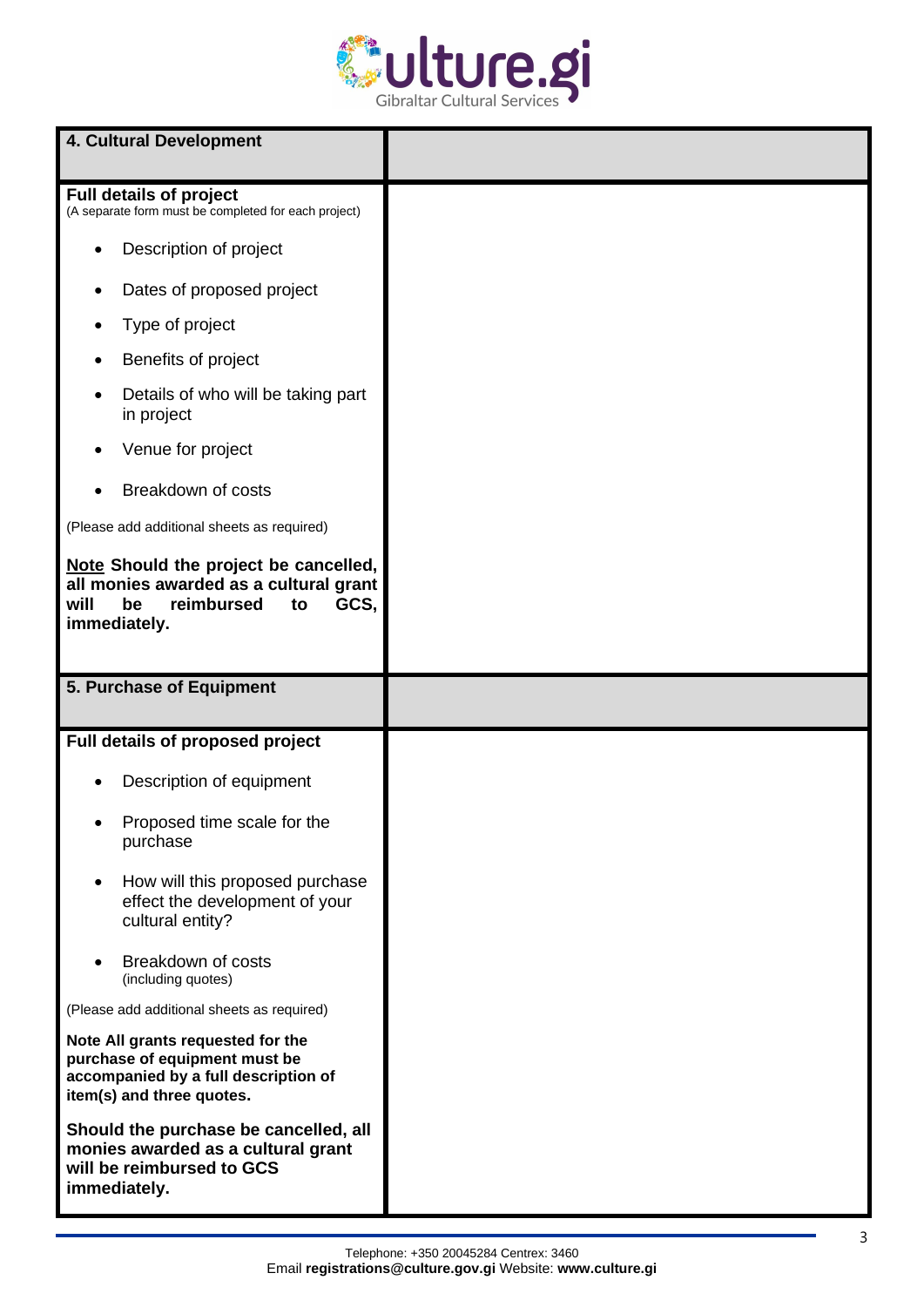| 4. Cultural Development | |
|---|---|
| **Full details of project**<br>(A separate form must be completed for each project)<br><br>• Description of project<br>• Dates of proposed project<br>• Type of project<br>• Benefits of project<br>• Details of who will be taking part in project<br>• Venue for project<br>• Breakdown of costs<br><br>(Please add additional sheets as required)<br><br>**<u>Note</u> Should the project be cancelled, all monies awarded as a cultural grant will be reimbursed to GCS, immediately.** | |

| 5. Purchase of Equipment | |
|---|---|
| **Full details of proposed project**<br><br>• Description of equipment<br>• Proposed time scale for the purchase<br>• How will this proposed purchase effect the development of your cultural entity?<br>• Breakdown of costs (including quotes)<br><br>(Please add additional sheets as required)<br><br>**Note All grants requested for the purchase of equipment must be accompanied by a full description of item(s) and three quotes.**<br><br>**Should the purchase be cancelled, all monies awarded as a cultural grant will be reimbursed to GCS immediately.** | |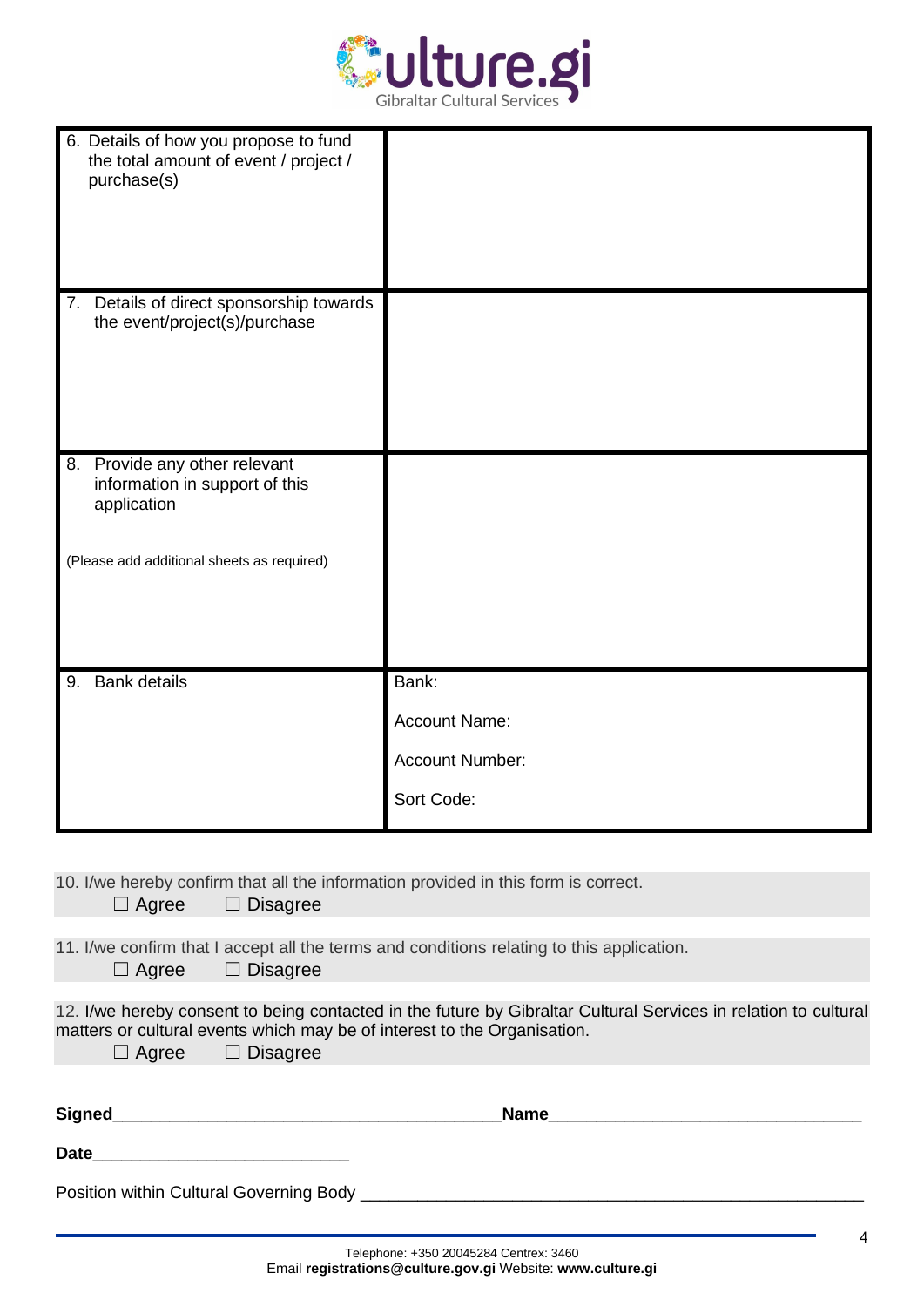| | |
|---|---|
| 6. Details of how you propose to fund the total amount of event / project / purchase(s) | |
| 7. Details of direct sponsorship towards the event/project(s)/purchase | |
| 8. Provide any other relevant information in support of this application<br><br>(Please add additional sheets as required) | |
| 9. Bank details | Bank:<br><br>Account Name:<br><br>Account Number:<br><br>Sort Code: |

10. I/we hereby confirm that all the information provided in this form is correct.
☐ Agree ☐ Disagree

11. I/we confirm that I accept all the terms and conditions relating to this application.
☐ Agree ☐ Disagree

12. I/we hereby consent to being contacted in the future by Gibraltar Cultural Services in relation to cultural matters or cultural events which may be of interest to the Organisation.
☐ Agree ☐ Disagree

**Signed**__________________________________________ **Name**__________________________________

**Date**___________________________

Position within Cultural Governing Body ______________________________________________________

Telephone: +350 20045284 Centrex: 3460
Email **registrations@culture.gov.gi** Website: **www.culture.gi**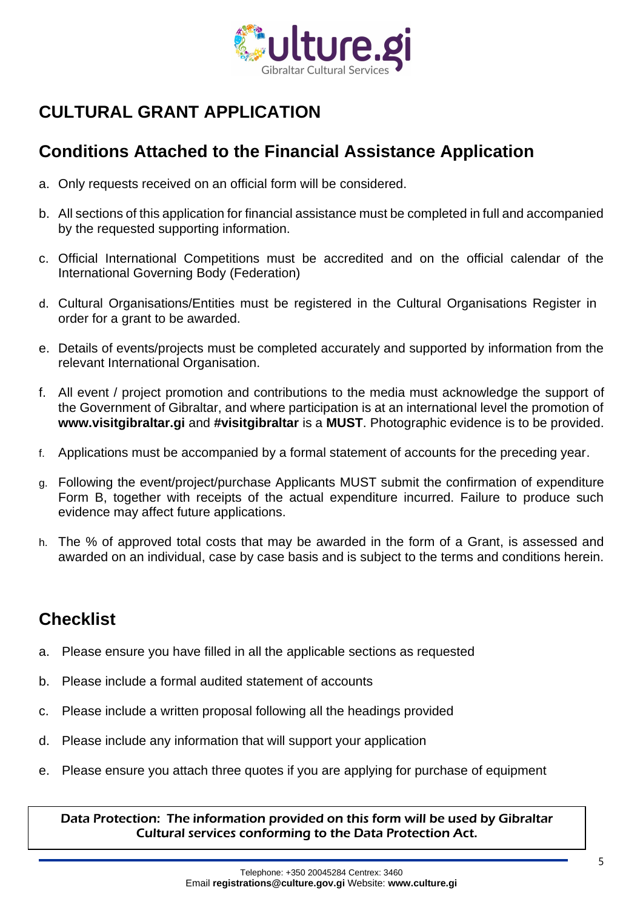Culture.gi
Gibraltar Cultural Services

# CULTURAL GRANT APPLICATION

## Conditions Attached to the Financial Assistance Application

a. Only requests received on an official form will be considered.

b. All sections of this application for financial assistance must be completed in full and accompanied by the requested supporting information.

c. Official International Competitions must be accredited and on the official calendar of the International Governing Body (Federation)

d. Cultural Organisations/Entities must be registered in the Cultural Organisations Register in order for a grant to be awarded.

e. Details of events/projects must be completed accurately and supported by information from the relevant International Organisation.

f. All event / project promotion and contributions to the media must acknowledge the support of the Government of Gibraltar, and where participation is at an international level the promotion of **www.visitgibraltar.gi** and **#visitgibraltar** is a **MUST**. Photographic evidence is to be provided.

f. Applications must be accompanied by a formal statement of accounts for the preceding year.

g. Following the event/project/purchase Applicants MUST submit the confirmation of expenditure Form B, together with receipts of the actual expenditure incurred. Failure to produce such evidence may affect future applications.

h. The % of approved total costs that may be awarded in the form of a Grant, is assessed and awarded on an individual, case by case basis and is subject to the terms and conditions herein.

## Checklist

a. Please ensure you have filled in all the applicable sections as requested

b. Please include a formal audited statement of accounts

c. Please include a written proposal following all the headings provided

d. Please include any information that will support your application

e. Please ensure you attach three quotes if you are applying for purchase of equipment

Data Protection: The information provided on this form will be used by Gibraltar Cultural services conforming to the Data Protection Act.

Telephone: +350 20045284 Centrex: 3460
Email **registrations@culture.gov.gi** Website: **www.culture.gi**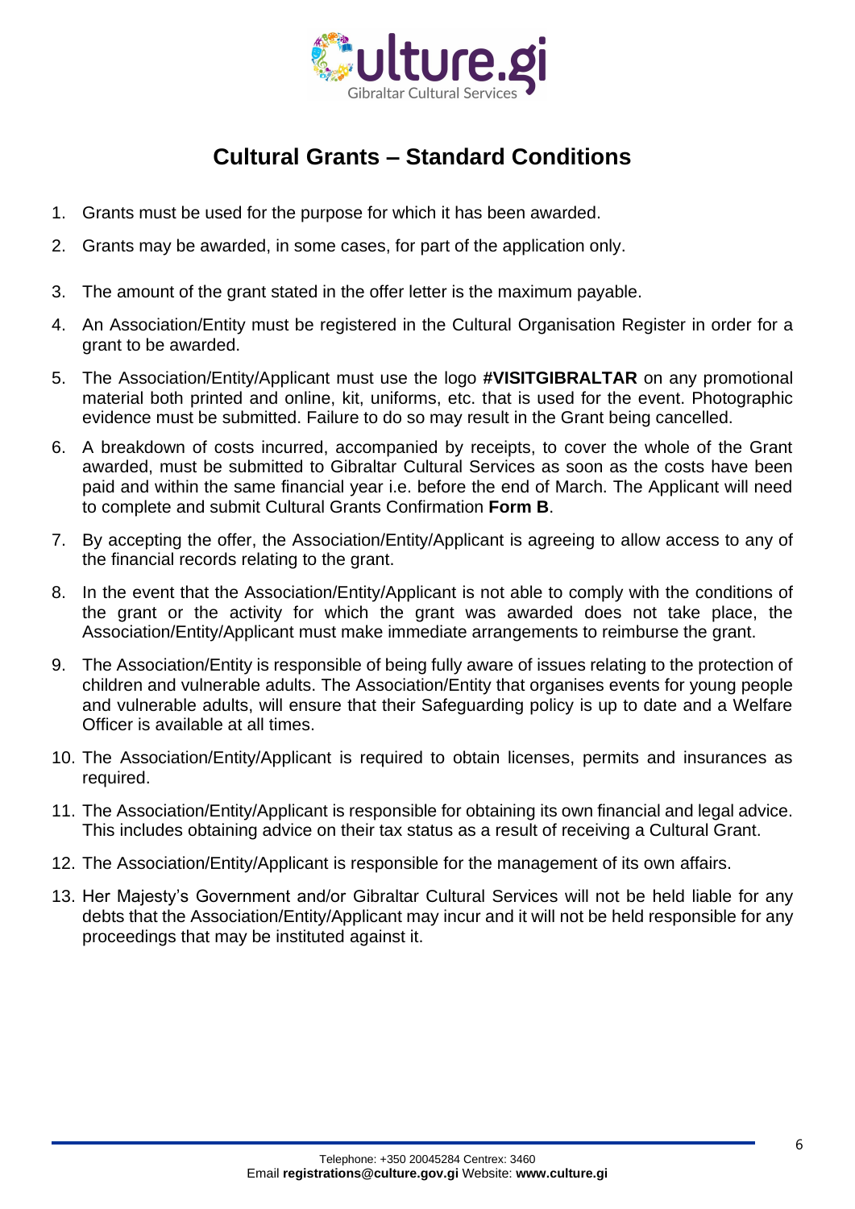# Cultural Grants – Standard Conditions

1. Grants must be used for the purpose for which it has been awarded.
2. Grants may be awarded, in some cases, for part of the application only.
3. The amount of the grant stated in the offer letter is the maximum payable.
4. An Association/Entity must be registered in the Cultural Organisation Register in order for a grant to be awarded.
5. The Association/Entity/Applicant must use the logo **#VISITGIBRALTAR** on any promotional material both printed and online, kit, uniforms, etc. that is used for the event. Photographic evidence must be submitted. Failure to do so may result in the Grant being cancelled.
6. A breakdown of costs incurred, accompanied by receipts, to cover the whole of the Grant awarded, must be submitted to Gibraltar Cultural Services as soon as the costs have been paid and within the same financial year i.e. before the end of March. The Applicant will need to complete and submit Cultural Grants Confirmation **Form B**.
7. By accepting the offer, the Association/Entity/Applicant is agreeing to allow access to any of the financial records relating to the grant.
8. In the event that the Association/Entity/Applicant is not able to comply with the conditions of the grant or the activity for which the grant was awarded does not take place, the Association/Entity/Applicant must make immediate arrangements to reimburse the grant.
9. The Association/Entity is responsible of being fully aware of issues relating to the protection of children and vulnerable adults. The Association/Entity that organises events for young people and vulnerable adults, will ensure that their Safeguarding policy is up to date and a Welfare Officer is available at all times.
10. The Association/Entity/Applicant is required to obtain licenses, permits and insurances as required.
11. The Association/Entity/Applicant is responsible for obtaining its own financial and legal advice. This includes obtaining advice on their tax status as a result of receiving a Cultural Grant.
12. The Association/Entity/Applicant is responsible for the management of its own affairs.
13. Her Majesty's Government and/or Gibraltar Cultural Services will not be held liable for any debts that the Association/Entity/Applicant may incur and it will not be held responsible for any proceedings that may be instituted against it.

Telephone: +350 20045284 Centrex: 3460
Email **registrations@culture.gov.gi** Website: **www.culture.gi**